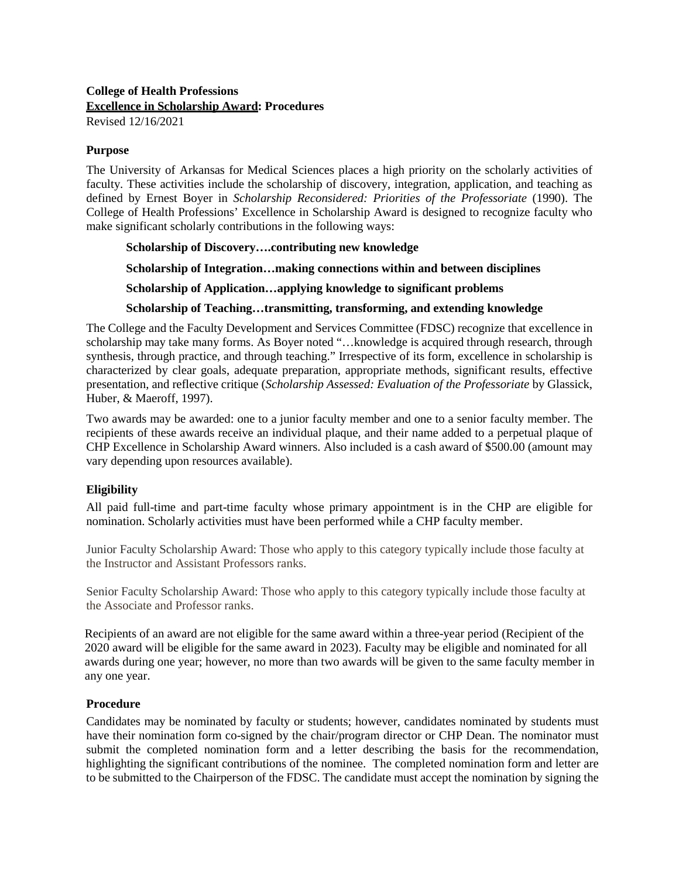**College of Health Professions**
**Excellence in Scholarship Award: Procedures**
Revised 12/16/2021

## Purpose

The University of Arkansas for Medical Sciences places a high priority on the scholarly activities of faculty. These activities include the scholarship of discovery, integration, application, and teaching as defined by Ernest Boyer in *Scholarship Reconsidered: Priorities of the Professoriate* (1990). The College of Health Professions' Excellence in Scholarship Award is designed to recognize faculty who make significant scholarly contributions in the following ways:

**Scholarship of Discovery….contributing new knowledge**

**Scholarship of Integration…making connections within and between disciplines**

**Scholarship of Application…applying knowledge to significant problems**

**Scholarship of Teaching…transmitting, transforming, and extending knowledge**

The College and the Faculty Development and Services Committee (FDSC) recognize that excellence in scholarship may take many forms. As Boyer noted "…knowledge is acquired through research, through synthesis, through practice, and through teaching." Irrespective of its form, excellence in scholarship is characterized by clear goals, adequate preparation, appropriate methods, significant results, effective presentation, and reflective critique (*Scholarship Assessed: Evaluation of the Professoriate* by Glassick, Huber, & Maeroff, 1997).

Two awards may be awarded: one to a junior faculty member and one to a senior faculty member. The recipients of these awards receive an individual plaque, and their name added to a perpetual plaque of CHP Excellence in Scholarship Award winners. Also included is a cash award of $500.00 (amount may vary depending upon resources available).

## Eligibility

All paid full-time and part-time faculty whose primary appointment is in the CHP are eligible for nomination. Scholarly activities must have been performed while a CHP faculty member.

Junior Faculty Scholarship Award: Those who apply to this category typically include those faculty at the Instructor and Assistant Professors ranks.

Senior Faculty Scholarship Award: Those who apply to this category typically include those faculty at the Associate and Professor ranks.

Recipients of an award are not eligible for the same award within a three-year period (Recipient of the 2020 award will be eligible for the same award in 2023). Faculty may be eligible and nominated for all awards during one year; however, no more than two awards will be given to the same faculty member in any one year.

## Procedure

Candidates may be nominated by faculty or students; however, candidates nominated by students must have their nomination form co-signed by the chair/program director or CHP Dean. The nominator must submit the completed nomination form and a letter describing the basis for the recommendation, highlighting the significant contributions of the nominee. The completed nomination form and letter are to be submitted to the Chairperson of the FDSC. The candidate must accept the nomination by signing the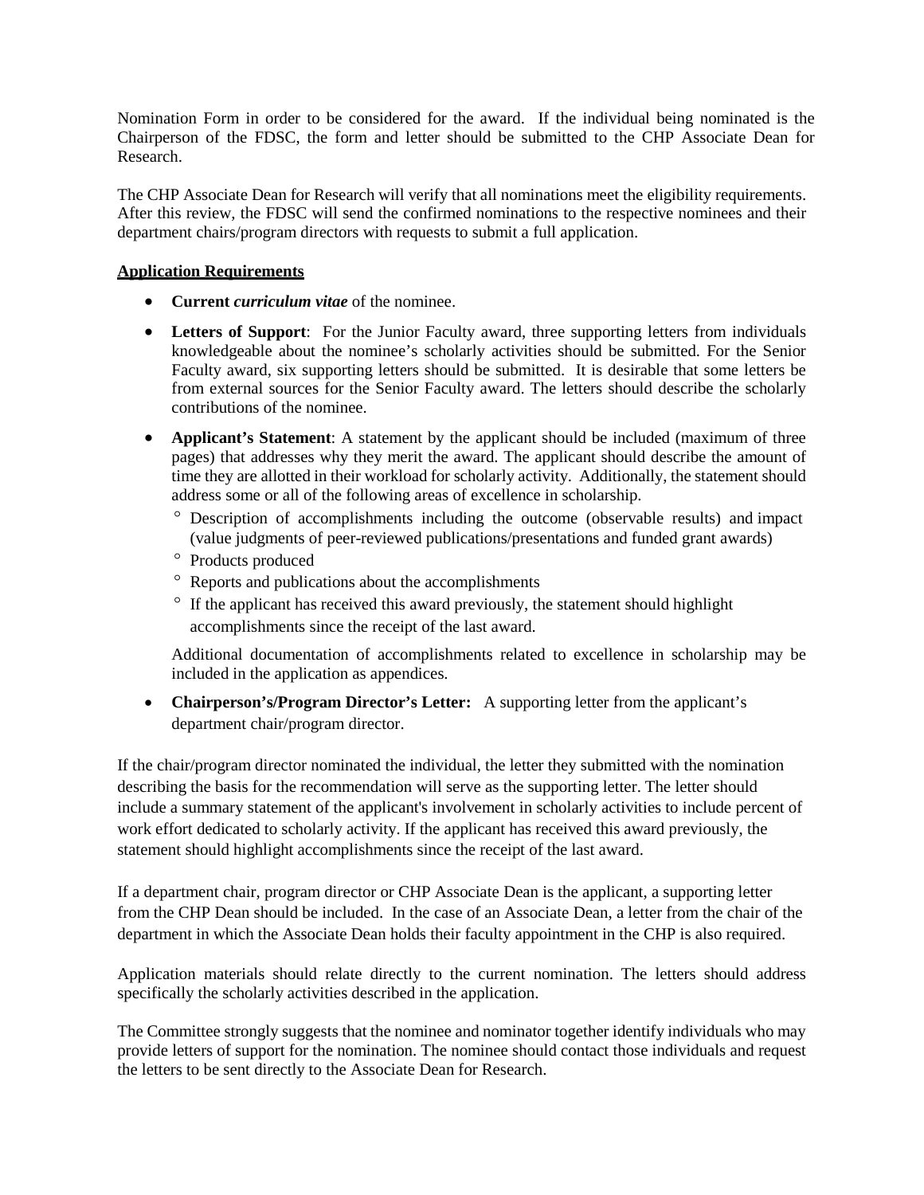Nomination Form in order to be considered for the award. If the individual being nominated is the Chairperson of the FDSC, the form and letter should be submitted to the CHP Associate Dean for Research.

The CHP Associate Dean for Research will verify that all nominations meet the eligibility requirements. After this review, the FDSC will send the confirmed nominations to the respective nominees and their department chairs/program directors with requests to submit a full application.

**Application Requirements**

- **Current *curriculum vitae*** of the nominee.
- **Letters of Support**: For the Junior Faculty award, three supporting letters from individuals knowledgeable about the nominee's scholarly activities should be submitted. For the Senior Faculty award, six supporting letters should be submitted. It is desirable that some letters be from external sources for the Senior Faculty award. The letters should describe the scholarly contributions of the nominee.
- **Applicant's Statement**: A statement by the applicant should be included (maximum of three pages) that addresses why they merit the award. The applicant should describe the amount of time they are allotted in their workload for scholarly activity. Additionally, the statement should address some or all of the following areas of excellence in scholarship.
  - Description of accomplishments including the outcome (observable results) and impact (value judgments of peer-reviewed publications/presentations and funded grant awards)
  - Products produced
  - Reports and publications about the accomplishments
  - If the applicant has received this award previously, the statement should highlight accomplishments since the receipt of the last award.

  Additional documentation of accomplishments related to excellence in scholarship may be included in the application as appendices.
- **Chairperson's/Program Director's Letter:** A supporting letter from the applicant's department chair/program director.

If the chair/program director nominated the individual, the letter they submitted with the nomination describing the basis for the recommendation will serve as the supporting letter. The letter should include a summary statement of the applicant's involvement in scholarly activities to include percent of work effort dedicated to scholarly activity. If the applicant has received this award previously, the statement should highlight accomplishments since the receipt of the last award.

If a department chair, program director or CHP Associate Dean is the applicant, a supporting letter from the CHP Dean should be included. In the case of an Associate Dean, a letter from the chair of the department in which the Associate Dean holds their faculty appointment in the CHP is also required.

Application materials should relate directly to the current nomination. The letters should address specifically the scholarly activities described in the application.

The Committee strongly suggests that the nominee and nominator together identify individuals who may provide letters of support for the nomination. The nominee should contact those individuals and request the letters to be sent directly to the Associate Dean for Research.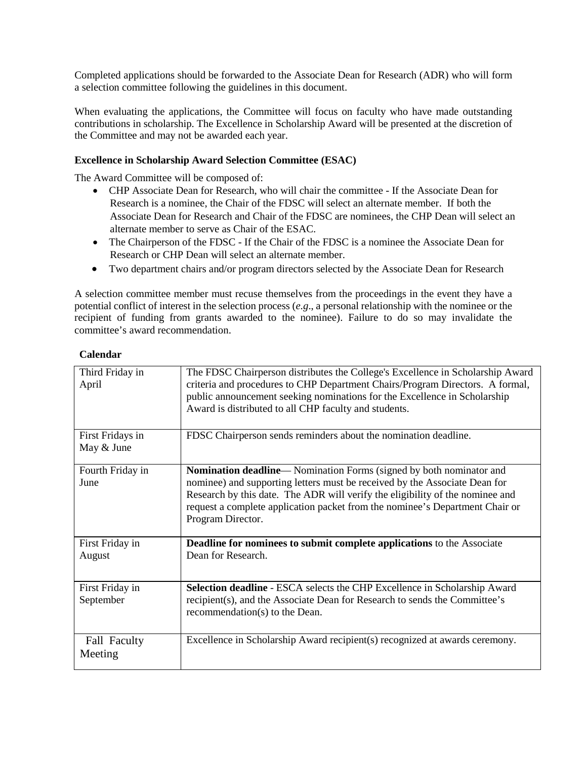Completed applications should be forwarded to the Associate Dean for Research (ADR) who will form a selection committee following the guidelines in this document.

When evaluating the applications, the Committee will focus on faculty who have made outstanding contributions in scholarship. The Excellence in Scholarship Award will be presented at the discretion of the Committee and may not be awarded each year.

**Excellence in Scholarship Award Selection Committee (ESAC)**

The Award Committee will be composed of:

- CHP Associate Dean for Research, who will chair the committee - If the Associate Dean for Research is a nominee, the Chair of the FDSC will select an alternate member. If both the Associate Dean for Research and Chair of the FDSC are nominees, the CHP Dean will select an alternate member to serve as Chair of the ESAC.
- The Chairperson of the FDSC - If the Chair of the FDSC is a nominee the Associate Dean for Research or CHP Dean will select an alternate member.
- Two department chairs and/or program directors selected by the Associate Dean for Research

A selection committee member must recuse themselves from the proceedings in the event they have a potential conflict of interest in the selection process (*e.g*., a personal relationship with the nominee or the recipient of funding from grants awarded to the nominee). Failure to do so may invalidate the committee's award recommendation.

**Calendar**

| | |
|---|---|
| Third Friday in April | The FDSC Chairperson distributes the College's Excellence in Scholarship Award criteria and procedures to CHP Department Chairs/Program Directors. A formal, public announcement seeking nominations for the Excellence in Scholarship Award is distributed to all CHP faculty and students. |
| First Fridays in May & June | FDSC Chairperson sends reminders about the nomination deadline. |
| Fourth Friday in June | **Nomination deadline**— Nomination Forms (signed by both nominator and nominee) and supporting letters must be received by the Associate Dean for Research by this date. The ADR will verify the eligibility of the nominee and request a complete application packet from the nominee's Department Chair or Program Director. |
| First Friday in August | **Deadline for nominees to submit complete applications** to the Associate Dean for Research. |
| First Friday in September | **Selection deadline** - ESCA selects the CHP Excellence in Scholarship Award recipient(s), and the Associate Dean for Research to sends the Committee's recommendation(s) to the Dean. |
| Fall Faculty Meeting | Excellence in Scholarship Award recipient(s) recognized at awards ceremony. |